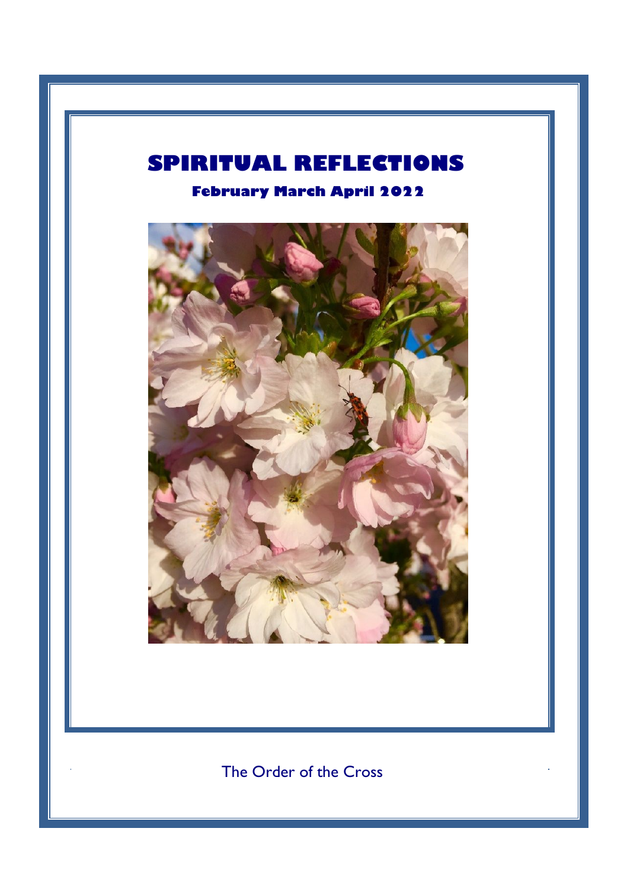# SPIRITUAL REFLECTIONS

## February March April 2022

The Order of the Cross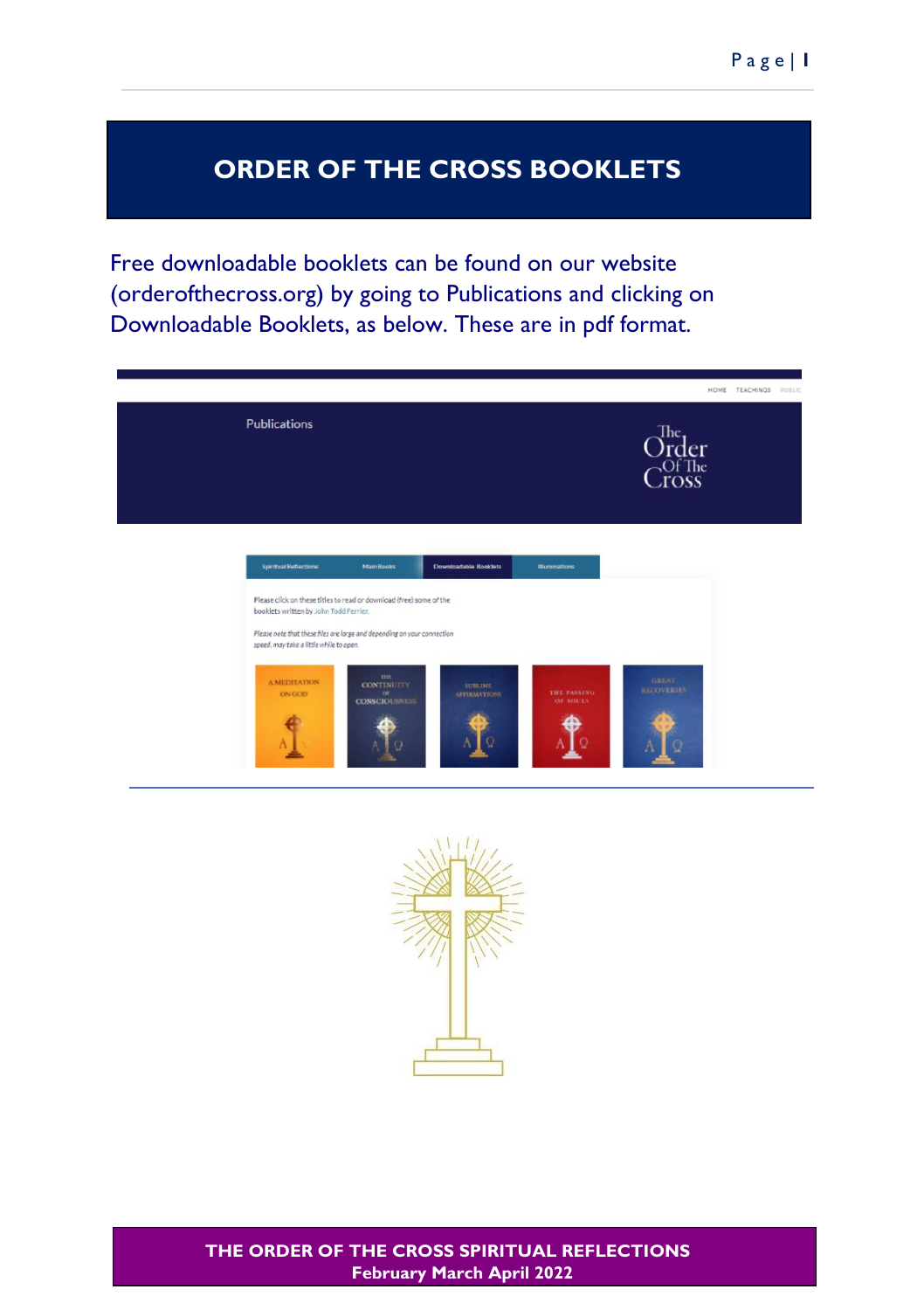# ORDER OF THE CROSS BOOKLETS

Free downloadable booklets can be found on our website (orderofthecross.org) by going to Publications and clicking on Downloadable Booklets, as below. These are in pdf format.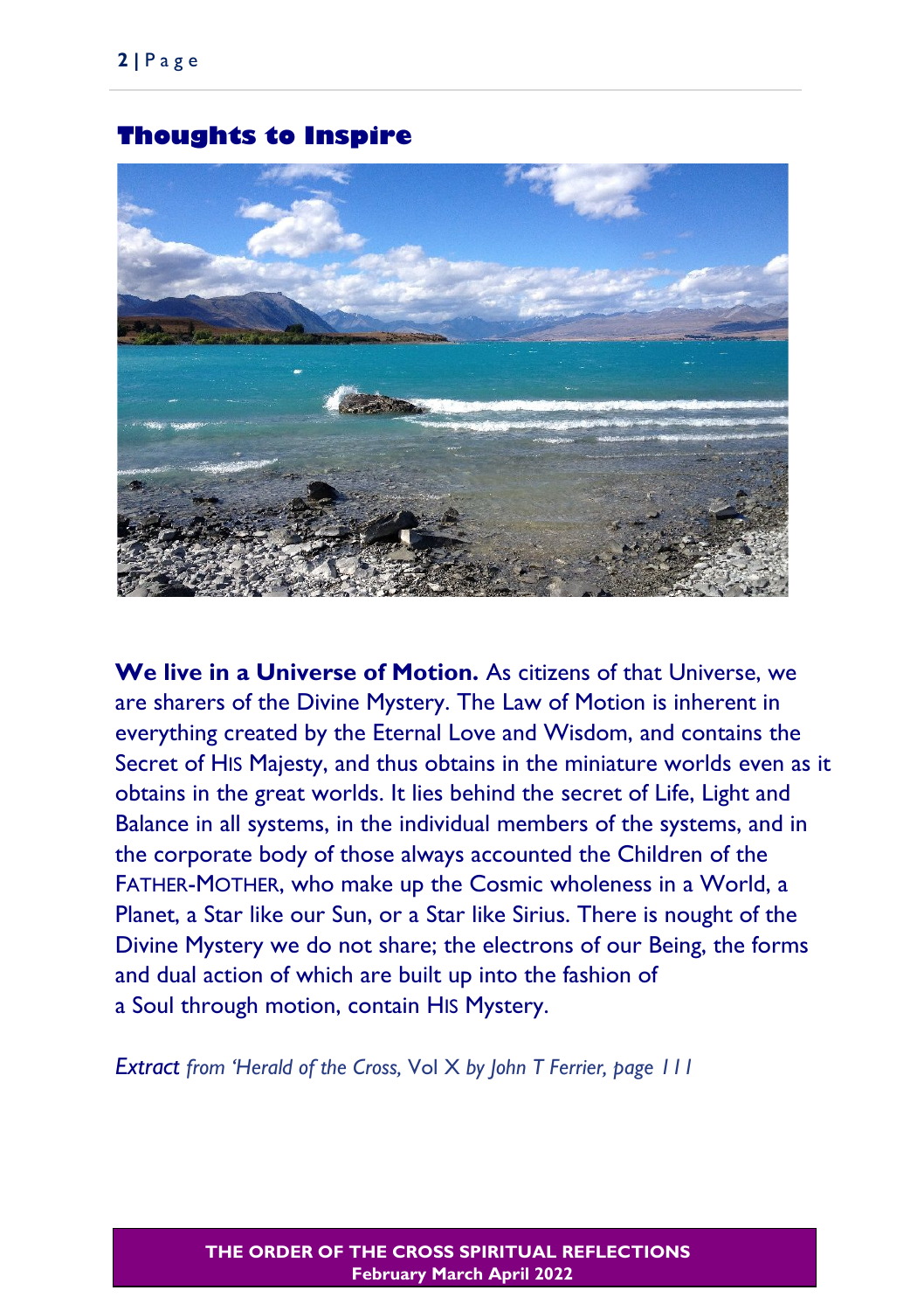## Thoughts to Inspire

**We live in a Universe of Motion.** As citizens of that Universe, we are sharers of the Divine Mystery. The Law of Motion is inherent in everything created by the Eternal Love and Wisdom, and contains the Secret of HIS Majesty, and thus obtains in the miniature worlds even as it obtains in the great worlds. It lies behind the secret of Life, Light and Balance in all systems, in the individual members of the systems, and in the corporate body of those always accounted the Children of the FATHER-MOTHER, who make up the Cosmic wholeness in a World, a Planet, a Star like our Sun, or a Star like Sirius. There is nought of the Divine Mystery we do not share; the electrons of our Being, the forms and dual action of which are built up into the fashion of a Soul through motion, contain HIS Mystery.

*Extract from 'Herald of the Cross,* Vol X *by John T Ferrier, page 111*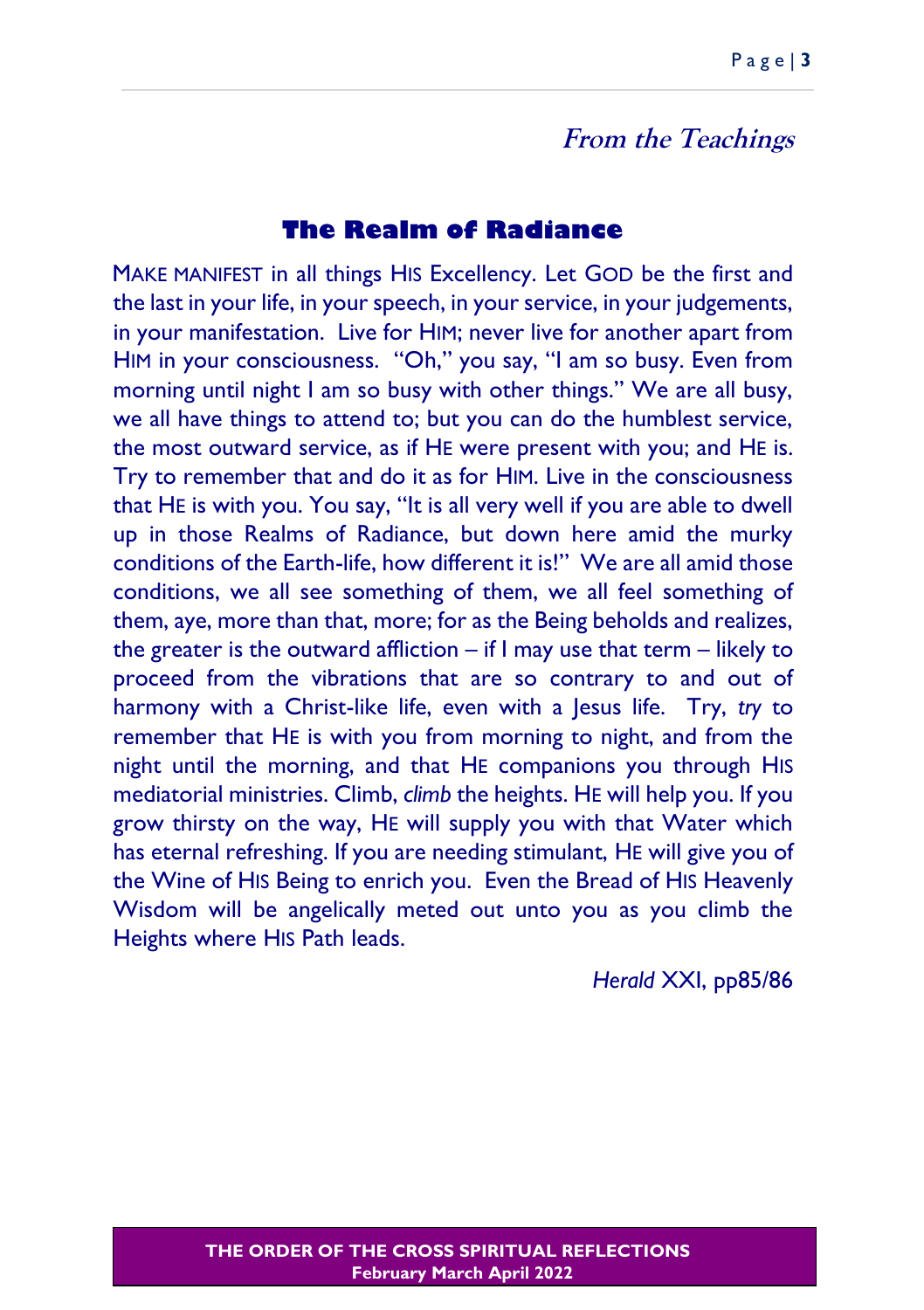## *From the Teachings*

### The Realm of Radiance

MAKE MANIFEST in all things HIS Excellency. Let GOD be the first and the last in your life, in your speech, in your service, in your judgements, in your manifestation. Live for HIM; never live for another apart from HIM in your consciousness. "Oh," you say, "I am so busy. Even from morning until night I am so busy with other things." We are all busy, we all have things to attend to; but you can do the humblest service, the most outward service, as if HE were present with you; and HE is. Try to remember that and do it as for HIM. Live in the consciousness that HE is with you. You say, "It is all very well if you are able to dwell up in those Realms of Radiance, but down here amid the murky conditions of the Earth-life, how different it is!" We are all amid those conditions, we all see something of them, we all feel something of them, aye, more than that, more; for as the Being beholds and realizes, the greater is the outward affliction – if I may use that term – likely to proceed from the vibrations that are so contrary to and out of harmony with a Christ-like life, even with a Jesus life. Try, *try* to remember that HE is with you from morning to night, and from the night until the morning, and that HE companions you through HIS mediatorial ministries. Climb, *climb* the heights. HE will help you. If you grow thirsty on the way, HE will supply you with that Water which has eternal refreshing. If you are needing stimulant, HE will give you of the Wine of HIS Being to enrich you. Even the Bread of HIS Heavenly Wisdom will be angelically meted out unto you as you climb the Heights where HIS Path leads.

*Herald* XXI, pp85/86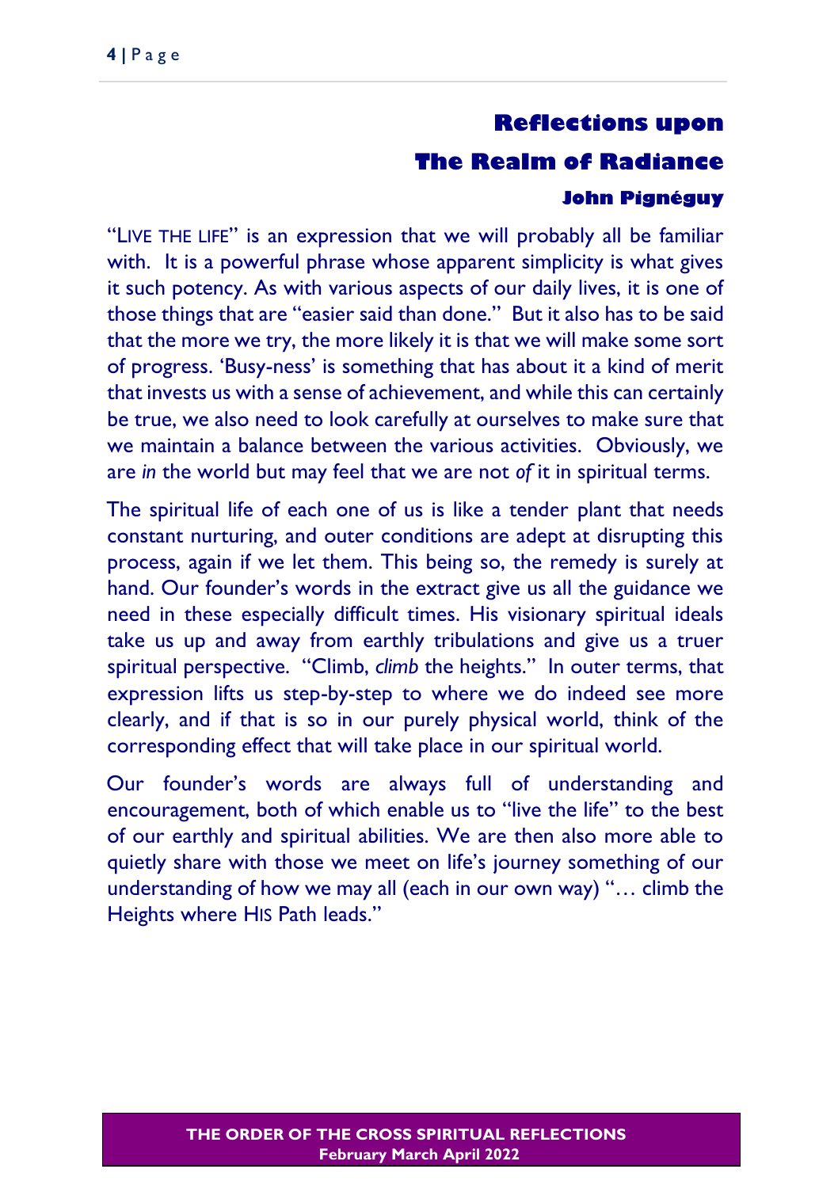# Reflections upon The Realm of Radiance

### John Pignéguy

"LIVE THE LIFE" is an expression that we will probably all be familiar with. It is a powerful phrase whose apparent simplicity is what gives it such potency. As with various aspects of our daily lives, it is one of those things that are "easier said than done." But it also has to be said that the more we try, the more likely it is that we will make some sort of progress. 'Busy-ness' is something that has about it a kind of merit that invests us with a sense of achievement, and while this can certainly be true, we also need to look carefully at ourselves to make sure that we maintain a balance between the various activities. Obviously, we are *in* the world but may feel that we are not *of* it in spiritual terms.

The spiritual life of each one of us is like a tender plant that needs constant nurturing, and outer conditions are adept at disrupting this process, again if we let them. This being so, the remedy is surely at hand. Our founder's words in the extract give us all the guidance we need in these especially difficult times. His visionary spiritual ideals take us up and away from earthly tribulations and give us a truer spiritual perspective. "Climb, *climb* the heights." In outer terms, that expression lifts us step-by-step to where we do indeed see more clearly, and if that is so in our purely physical world, think of the corresponding effect that will take place in our spiritual world.

Our founder's words are always full of understanding and encouragement, both of which enable us to "live the life" to the best of our earthly and spiritual abilities. We are then also more able to quietly share with those we meet on life's journey something of our understanding of how we may all (each in our own way) "… climb the Heights where HIS Path leads."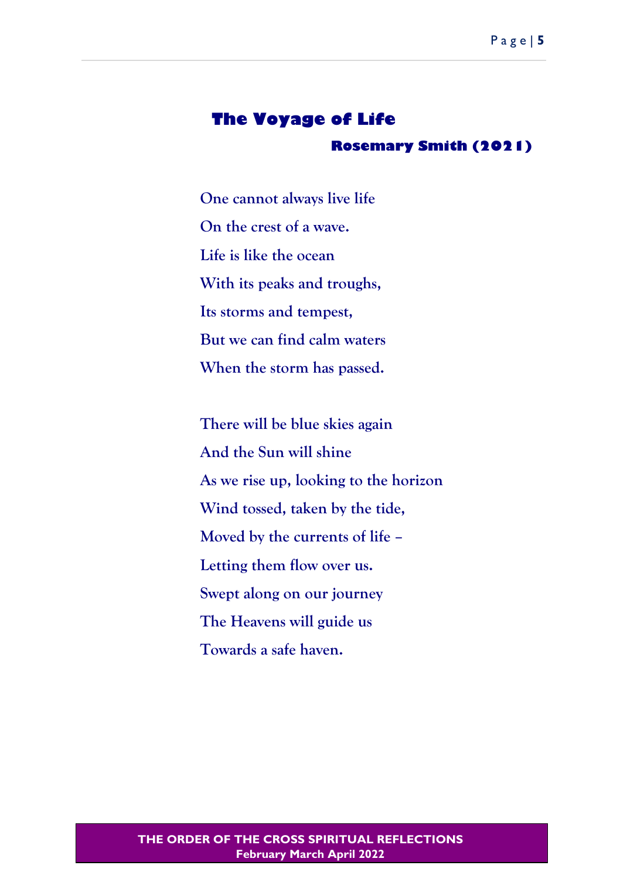## The Voyage of Life

**Rosemary Smith (2021)**

One cannot always live life
On the crest of a wave.
Life is like the ocean
With its peaks and troughs,
Its storms and tempest,
But we can find calm waters
When the storm has passed.

There will be blue skies again
And the Sun will shine
As we rise up, looking to the horizon
Wind tossed, taken by the tide,
Moved by the currents of life –
Letting them flow over us.
Swept along on our journey
The Heavens will guide us
Towards a safe haven.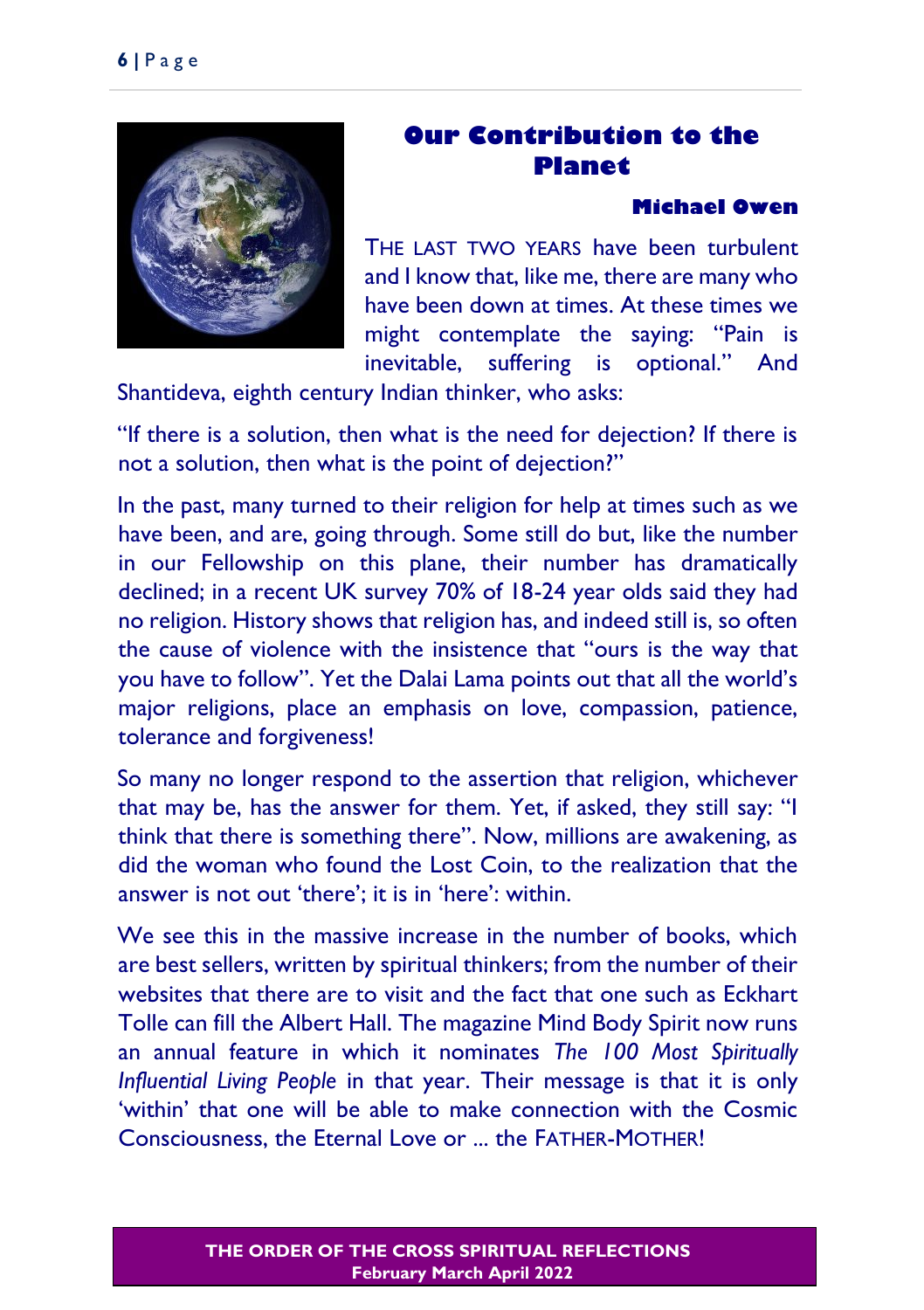## Our Contribution to the Planet

**Michael Owen**

THE LAST TWO YEARS have been turbulent and I know that, like me, there are many who have been down at times. At these times we might contemplate the saying: "Pain is inevitable, suffering is optional." And Shantideva, eighth century Indian thinker, who asks:

"If there is a solution, then what is the need for dejection? If there is not a solution, then what is the point of dejection?"

In the past, many turned to their religion for help at times such as we have been, and are, going through. Some still do but, like the number in our Fellowship on this plane, their number has dramatically declined; in a recent UK survey 70% of 18-24 year olds said they had no religion. History shows that religion has, and indeed still is, so often the cause of violence with the insistence that "ours is the way that you have to follow". Yet the Dalai Lama points out that all the world's major religions, place an emphasis on love, compassion, patience, tolerance and forgiveness!

So many no longer respond to the assertion that religion, whichever that may be, has the answer for them. Yet, if asked, they still say: "I think that there is something there". Now, millions are awakening, as did the woman who found the Lost Coin, to the realization that the answer is not out 'there'; it is in 'here': within.

We see this in the massive increase in the number of books, which are best sellers, written by spiritual thinkers; from the number of their websites that there are to visit and the fact that one such as Eckhart Tolle can fill the Albert Hall. The magazine Mind Body Spirit now runs an annual feature in which it nominates *The 100 Most Spiritually Influential Living People* in that year. Their message is that it is only 'within' that one will be able to make connection with the Cosmic Consciousness, the Eternal Love or ... the FATHER-MOTHER!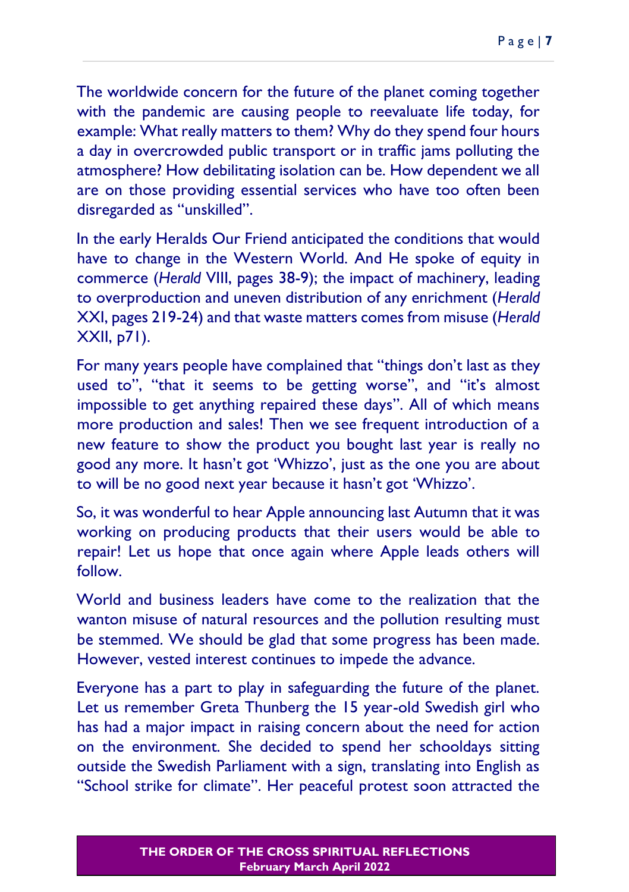The worldwide concern for the future of the planet coming together with the pandemic are causing people to reevaluate life today, for example: What really matters to them? Why do they spend four hours a day in overcrowded public transport or in traffic jams polluting the atmosphere? How debilitating isolation can be. How dependent we all are on those providing essential services who have too often been disregarded as "unskilled".

In the early Heralds Our Friend anticipated the conditions that would have to change in the Western World. And He spoke of equity in commerce (*Herald* VIII, pages 38-9); the impact of machinery, leading to overproduction and uneven distribution of any enrichment (*Herald* XXI, pages 219-24) and that waste matters comes from misuse (*Herald* XXII, p71).

For many years people have complained that "things don't last as they used to", "that it seems to be getting worse", and "it's almost impossible to get anything repaired these days". All of which means more production and sales! Then we see frequent introduction of a new feature to show the product you bought last year is really no good any more. It hasn't got 'Whizzo', just as the one you are about to will be no good next year because it hasn't got 'Whizzo'.

So, it was wonderful to hear Apple announcing last Autumn that it was working on producing products that their users would be able to repair! Let us hope that once again where Apple leads others will follow.

World and business leaders have come to the realization that the wanton misuse of natural resources and the pollution resulting must be stemmed. We should be glad that some progress has been made. However, vested interest continues to impede the advance.

Everyone has a part to play in safeguarding the future of the planet. Let us remember Greta Thunberg the 15 year-old Swedish girl who has had a major impact in raising concern about the need for action on the environment. She decided to spend her schooldays sitting outside the Swedish Parliament with a sign, translating into English as "School strike for climate". Her peaceful protest soon attracted the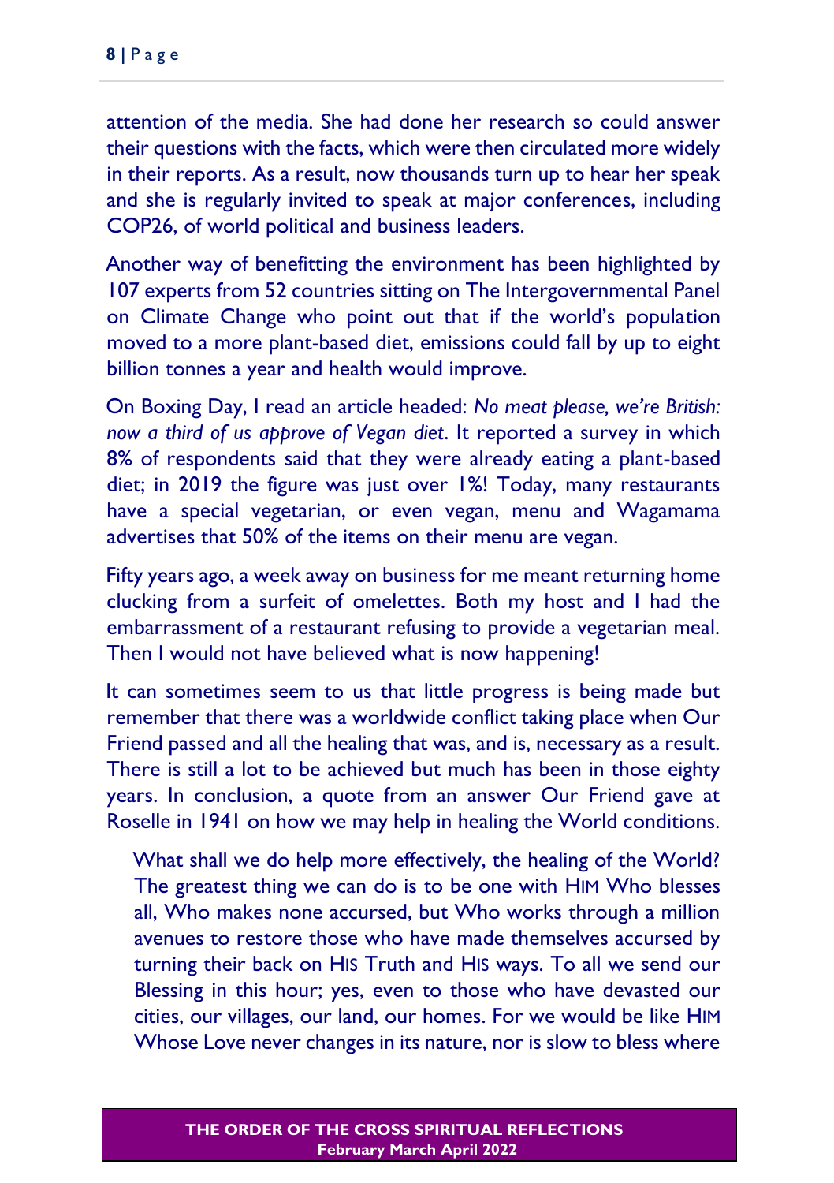attention of the media. She had done her research so could answer their questions with the facts, which were then circulated more widely in their reports. As a result, now thousands turn up to hear her speak and she is regularly invited to speak at major conferences, including COP26, of world political and business leaders.

Another way of benefitting the environment has been highlighted by 107 experts from 52 countries sitting on The Intergovernmental Panel on Climate Change who point out that if the world's population moved to a more plant-based diet, emissions could fall by up to eight billion tonnes a year and health would improve.

On Boxing Day, I read an article headed: *No meat please, we're British: now a third of us approve of Vegan diet*. It reported a survey in which 8% of respondents said that they were already eating a plant-based diet; in 2019 the figure was just over 1%! Today, many restaurants have a special vegetarian, or even vegan, menu and Wagamama advertises that 50% of the items on their menu are vegan.

Fifty years ago, a week away on business for me meant returning home clucking from a surfeit of omelettes. Both my host and I had the embarrassment of a restaurant refusing to provide a vegetarian meal. Then I would not have believed what is now happening!

It can sometimes seem to us that little progress is being made but remember that there was a worldwide conflict taking place when Our Friend passed and all the healing that was, and is, necessary as a result. There is still a lot to be achieved but much has been in those eighty years. In conclusion, a quote from an answer Our Friend gave at Roselle in 1941 on how we may help in healing the World conditions.

> What shall we do help more effectively, the healing of the World? The greatest thing we can do is to be one with HIM Who blesses all, Who makes none accursed, but Who works through a million avenues to restore those who have made themselves accursed by turning their back on HIS Truth and HIS ways. To all we send our Blessing in this hour; yes, even to those who have devasted our cities, our villages, our land, our homes. For we would be like HIM Whose Love never changes in its nature, nor is slow to bless where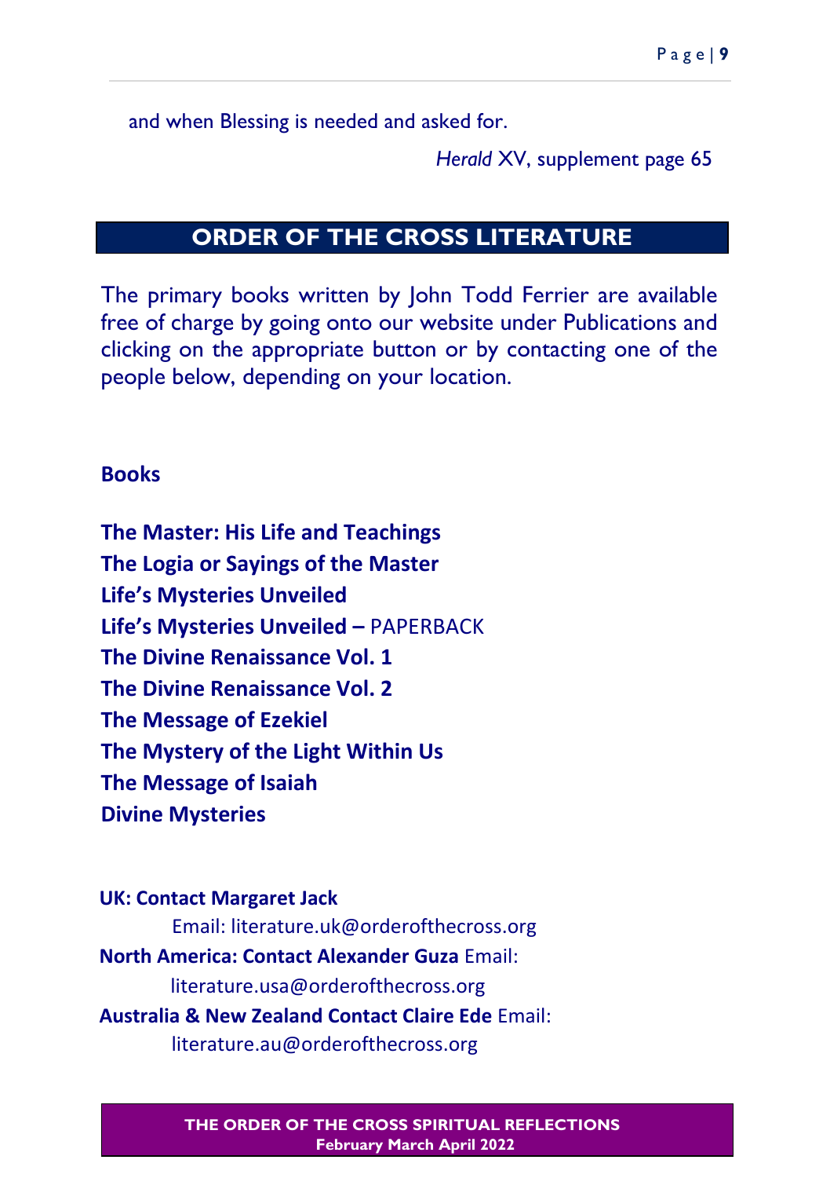and when Blessing is needed and asked for.

*Herald* XV, supplement page 65

## ORDER OF THE CROSS LITERATURE

The primary books written by John Todd Ferrier are available free of charge by going onto our website under Publications and clicking on the appropriate button or by contacting one of the people below, depending on your location.

**Books**

**The Master: His Life and Teachings**
**The Logia or Sayings of the Master**
**Life's Mysteries Unveiled**
**Life's Mysteries Unveiled –** PAPERBACK
**The Divine Renaissance Vol. 1**
**The Divine Renaissance Vol. 2**
**The Message of Ezekiel**
**The Mystery of the Light Within Us**
**The Message of Isaiah**
**Divine Mysteries**

**UK: Contact Margaret Jack**
Email: literature.uk@orderofthecross.org
**North America: Contact Alexander Guza** Email:
literature.usa@orderofthecross.org
**Australia & New Zealand Contact Claire Ede** Email:
literature.au@orderofthecross.org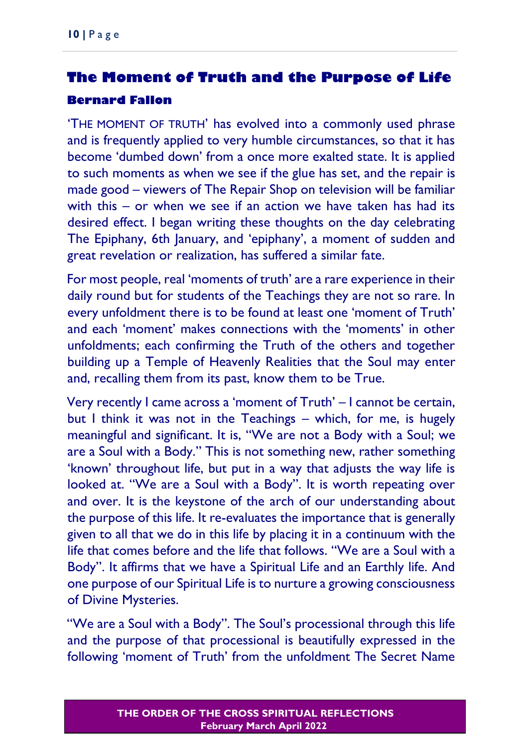## The Moment of Truth and the Purpose of Life

### Bernard Fallon

'THE MOMENT OF TRUTH' has evolved into a commonly used phrase and is frequently applied to very humble circumstances, so that it has become 'dumbed down' from a once more exalted state. It is applied to such moments as when we see if the glue has set, and the repair is made good – viewers of The Repair Shop on television will be familiar with this – or when we see if an action we have taken has had its desired effect. I began writing these thoughts on the day celebrating The Epiphany, 6th January, and 'epiphany', a moment of sudden and great revelation or realization, has suffered a similar fate.

For most people, real 'moments of truth' are a rare experience in their daily round but for students of the Teachings they are not so rare. In every unfoldment there is to be found at least one 'moment of Truth' and each 'moment' makes connections with the 'moments' in other unfoldments; each confirming the Truth of the others and together building up a Temple of Heavenly Realities that the Soul may enter and, recalling them from its past, know them to be True.

Very recently I came across a 'moment of Truth' – I cannot be certain, but I think it was not in the Teachings – which, for me, is hugely meaningful and significant. It is, "We are not a Body with a Soul; we are a Soul with a Body." This is not something new, rather something 'known' throughout life, but put in a way that adjusts the way life is looked at. "We are a Soul with a Body". It is worth repeating over and over. It is the keystone of the arch of our understanding about the purpose of this life. It re-evaluates the importance that is generally given to all that we do in this life by placing it in a continuum with the life that comes before and the life that follows. "We are a Soul with a Body". It affirms that we have a Spiritual Life and an Earthly life. And one purpose of our Spiritual Life is to nurture a growing consciousness of Divine Mysteries.

"We are a Soul with a Body". The Soul's processional through this life and the purpose of that processional is beautifully expressed in the following 'moment of Truth' from the unfoldment The Secret Name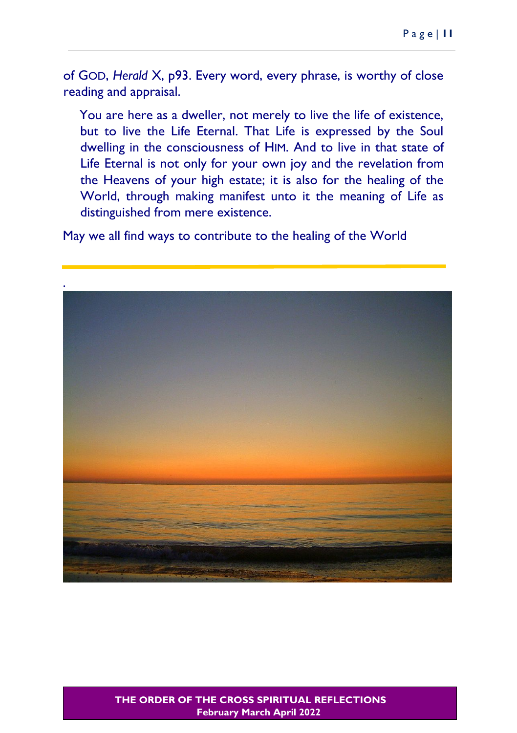of GOD, *Herald* X, p93. Every word, every phrase, is worthy of close reading and appraisal.

> You are here as a dweller, not merely to live the life of existence, but to live the Life Eternal. That Life is expressed by the Soul dwelling in the consciousness of HIM. And to live in that state of Life Eternal is not only for your own joy and the revelation from the Heavens of your high estate; it is also for the healing of the World, through making manifest unto it the meaning of Life as distinguished from mere existence.

May we all find ways to contribute to the healing of the World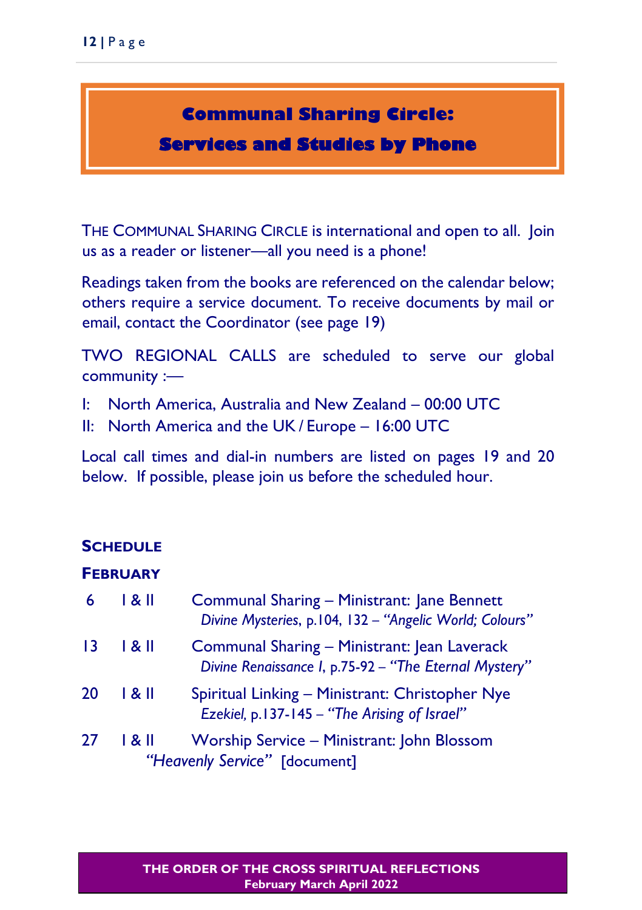# Communal Sharing Circle:
# Services and Studies by Phone

THE COMMUNAL SHARING CIRCLE is international and open to all. Join us as a reader or listener—all you need is a phone!

Readings taken from the books are referenced on the calendar below; others require a service document. To receive documents by mail or email, contact the Coordinator (see page 19)

TWO REGIONAL CALLS are scheduled to serve our global community :—

I: North America, Australia and New Zealand – 00:00 UTC

II: North America and the UK / Europe – 16:00 UTC

Local call times and dial-in numbers are listed on pages 19 and 20 below. If possible, please join us before the scheduled hour.

**SCHEDULE**

**FEBRUARY**

| | | |
|---|---|---|
| 6 | I & II | Communal Sharing – Ministrant: Jane Bennett<br>*Divine Mysteries*, p.104, 132 – *"Angelic World; Colours"* |
| 13 | I & II | Communal Sharing – Ministrant: Jean Laverack<br>*Divine Renaissance I*, p.75-92 – *"The Eternal Mystery"* |
| 20 | I & II | Spiritual Linking – Ministrant: Christopher Nye<br>*Ezekiel*, p.137-145 – *"The Arising of Israel"* |
| 27 | I & II | Worship Service – Ministrant: John Blossom<br>*"Heavenly Service"* [document] |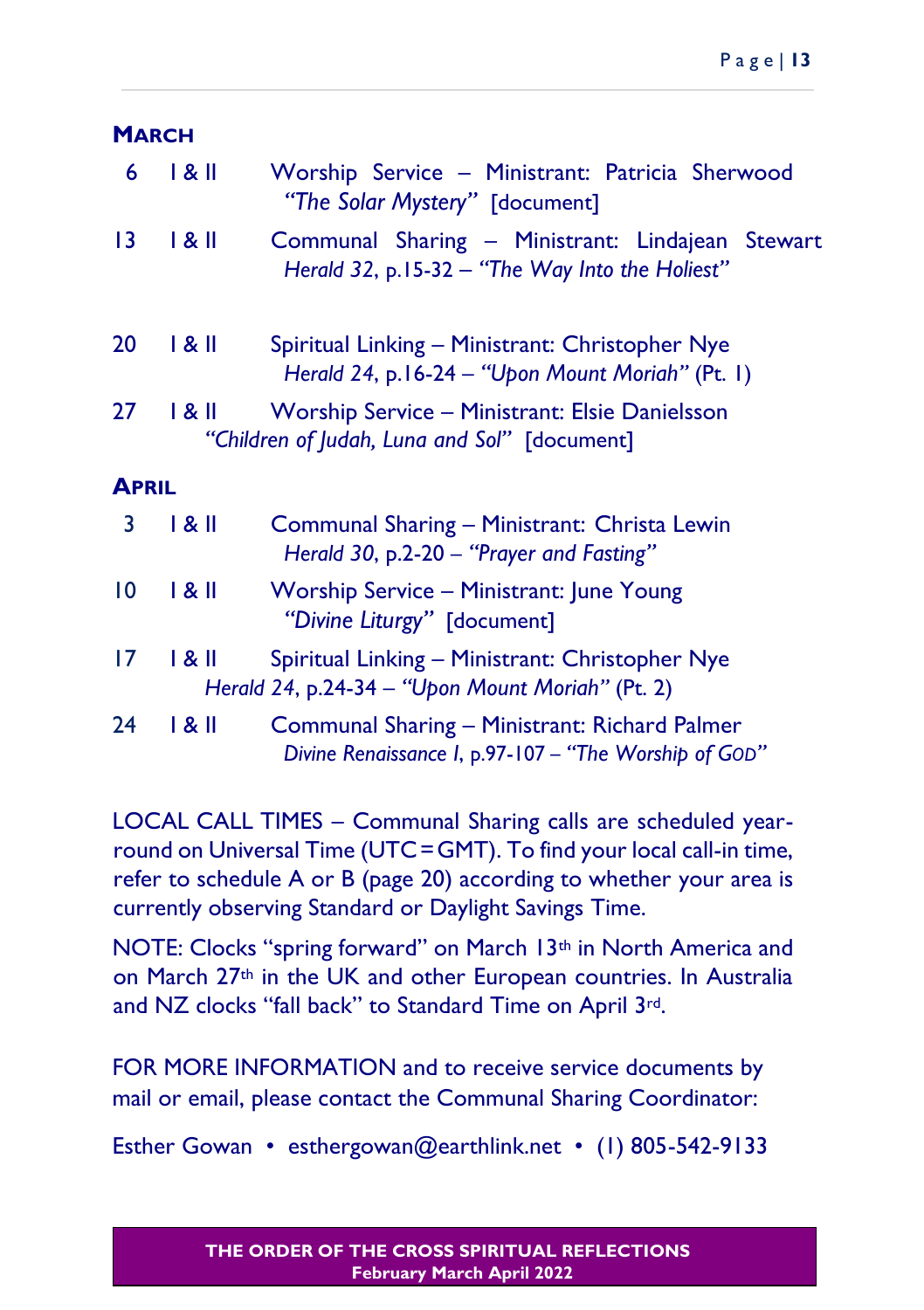## MARCH

| | | |
|---|---|---|
| 6 | I & II | Worship Service – Ministrant: Patricia Sherwood<br>*"The Solar Mystery"* [document] |
| 13 | I & II | Communal Sharing – Ministrant: Lindajean Stewart<br>*Herald 32*, p.15-32 – *"The Way Into the Holiest"* |
| 20 | I & II | Spiritual Linking – Ministrant: Christopher Nye<br>*Herald 24*, p.16-24 – *"Upon Mount Moriah"* (Pt. 1) |
| 27 | I & II | Worship Service – Ministrant: Elsie Danielsson<br>*"Children of Judah, Luna and Sol"* [document] |

## APRIL

| | | |
|---|---|---|
| 3 | I & II | Communal Sharing – Ministrant: Christa Lewin<br>*Herald 30*, p.2-20 – *"Prayer and Fasting"* |
| 10 | I & II | Worship Service – Ministrant: June Young<br>*"Divine Liturgy"* [document] |
| 17 | I & II | Spiritual Linking – Ministrant: Christopher Nye<br>*Herald 24*, p.24-34 – *"Upon Mount Moriah"* (Pt. 2) |
| 24 | I & II | Communal Sharing – Ministrant: Richard Palmer<br>*Divine Renaissance I*, p.97-107 – *"The Worship of GOD"* |

LOCAL CALL TIMES – Communal Sharing calls are scheduled year-round on Universal Time (UTC=GMT). To find your local call-in time, refer to schedule A or B (page 20) according to whether your area is currently observing Standard or Daylight Savings Time.

NOTE: Clocks "spring forward" on March 13th in North America and on March 27th in the UK and other European countries. In Australia and NZ clocks "fall back" to Standard Time on April 3rd.

FOR MORE INFORMATION and to receive service documents by mail or email, please contact the Communal Sharing Coordinator:

Esther Gowan • esthergowan@earthlink.net • (1) 805-542-9133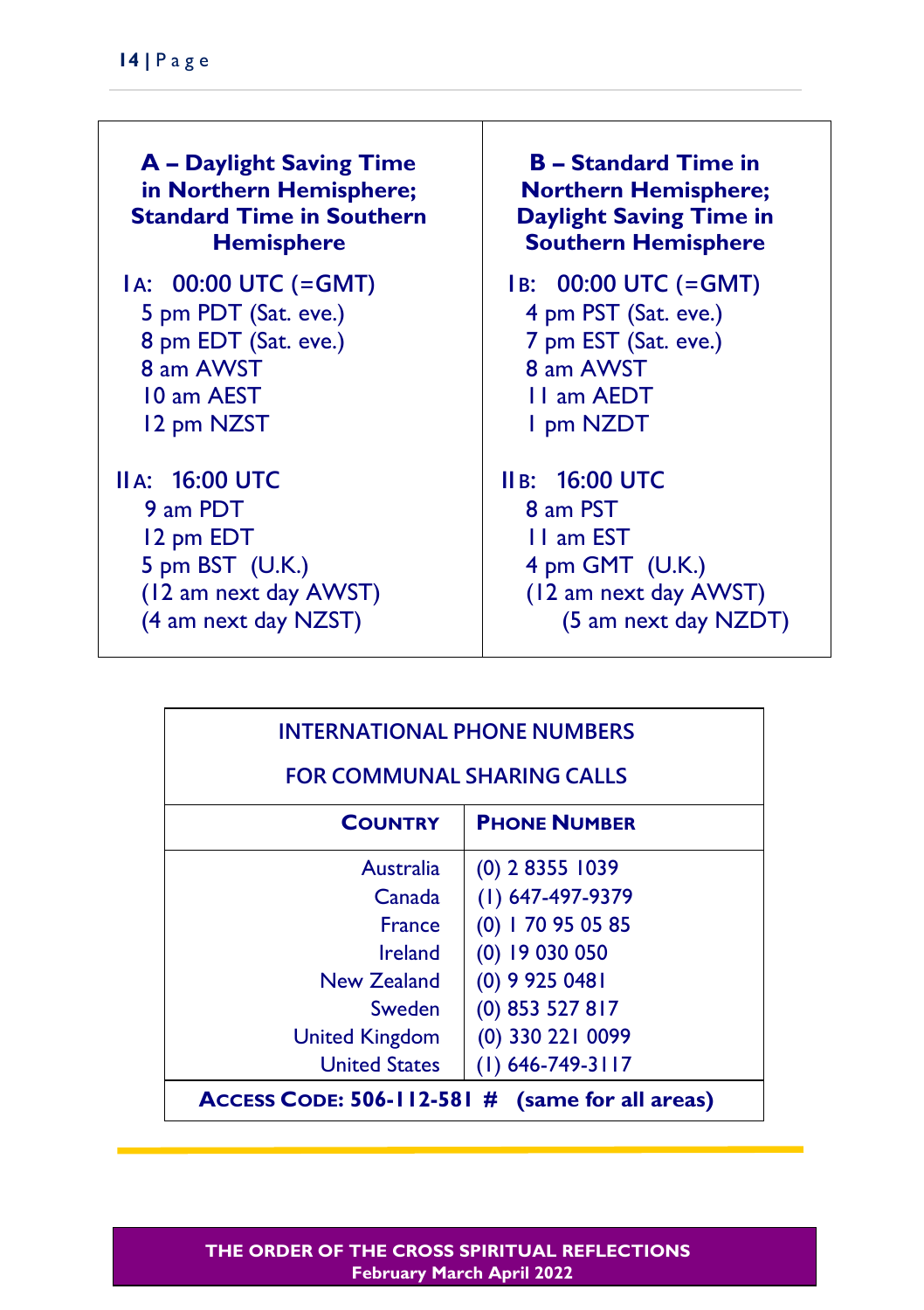| **A – Daylight Saving Time in Northern Hemisphere; Standard Time in Southern Hemisphere** | **B – Standard Time in Northern Hemisphere; Daylight Saving Time in Southern Hemisphere** |
|---|---|
| IA: 00:00 UTC (=GMT)<br>5 pm PDT (Sat. eve.)<br>8 pm EDT (Sat. eve.)<br>8 am AWST<br>10 am AEST<br>12 pm NZST | IB: 00:00 UTC (=GMT)<br>4 pm PST (Sat. eve.)<br>7 pm EST (Sat. eve.)<br>8 am AWST<br>11 am AEDT<br>1 pm NZDT |
| IIA: 16:00 UTC<br>9 am PDT<br>12 pm EDT<br>5 pm BST (U.K.)<br>(12 am next day AWST)<br>(4 am next day NZST) | IIB: 16:00 UTC<br>8 am PST<br>11 am EST<br>4 pm GMT (U.K.)<br>(12 am next day AWST)<br>(5 am next day NZDT) |

**INTERNATIONAL PHONE NUMBERS FOR COMMUNAL SHARING CALLS**

| **COUNTRY** | **PHONE NUMBER** |
|---|---|
| Australia | (0) 2 8355 1039 |
| Canada | (1) 647-497-9379 |
| France | (0) 1 70 95 05 85 |
| Ireland | (0) 19 030 050 |
| New Zealand | (0) 9 925 0481 |
| Sweden | (0) 853 527 817 |
| United Kingdom | (0) 330 221 0099 |
| United States | (1) 646-749-3117 |

**ACCESS CODE: 506-112-581 # (same for all areas)**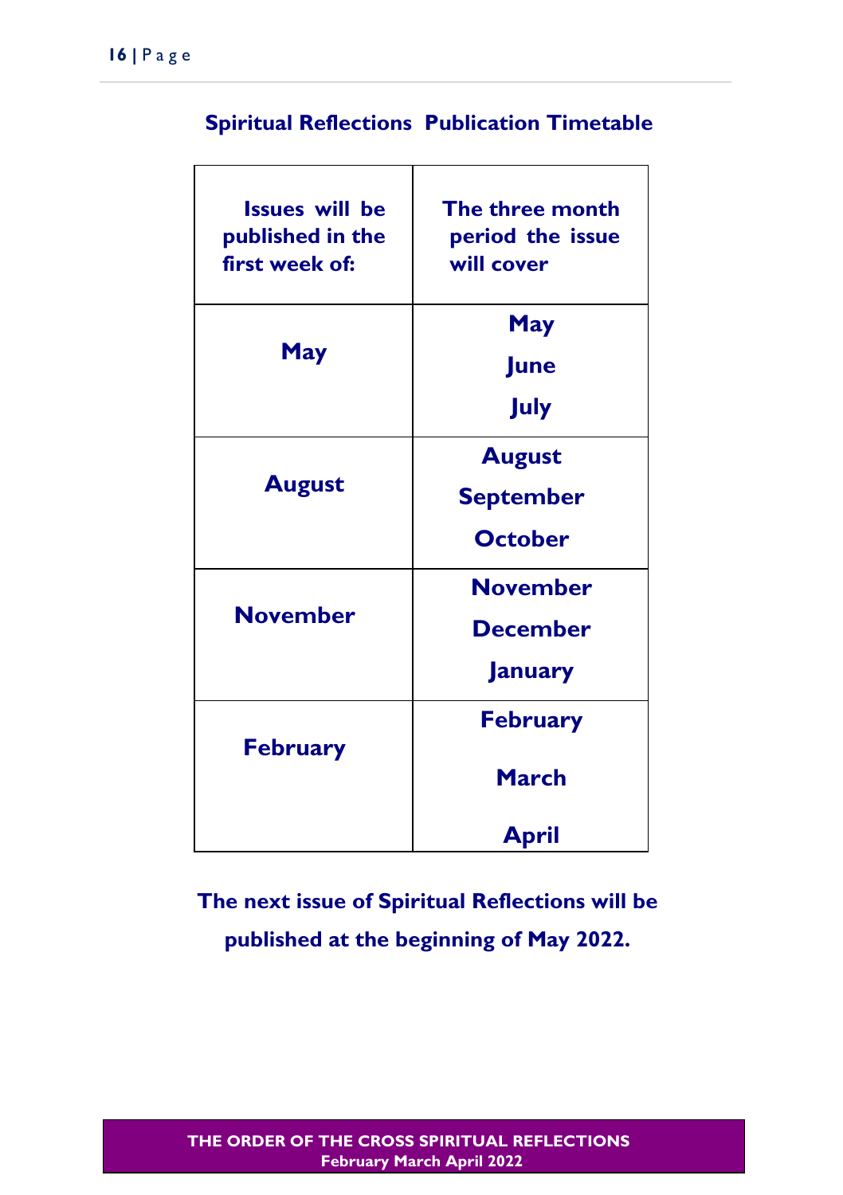## Spiritual Reflections Publication Timetable

| Issues will be published in the first week of: | The three month period the issue will cover |
| --- | --- |
| May | May<br>June<br>July |
| August | August<br>September<br>October |
| November | November<br>December<br>January |
| February | February<br>March<br>April |

**The next issue of Spiritual Reflections will be published at the beginning of May 2022.**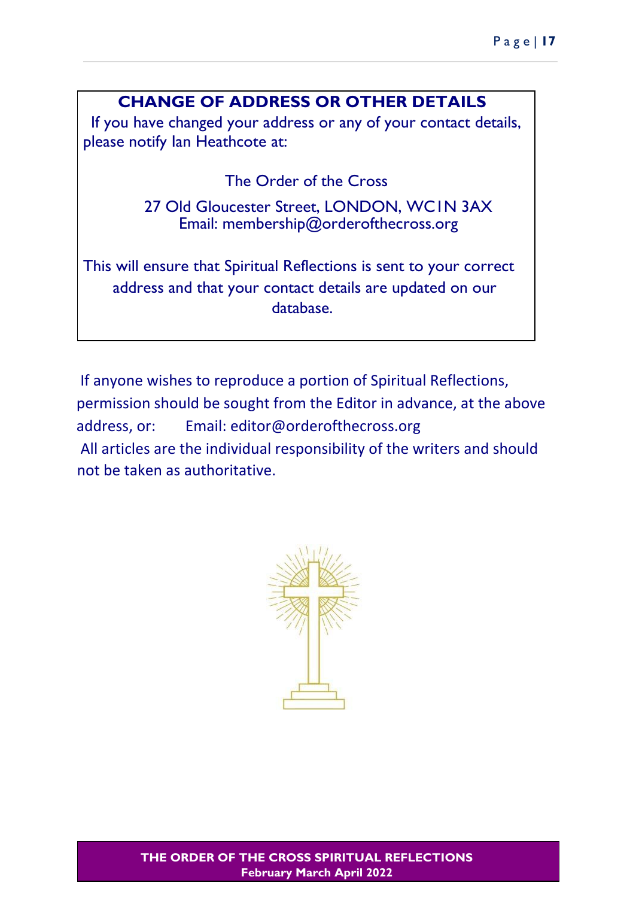## CHANGE OF ADDRESS OR OTHER DETAILS

If you have changed your address or any of your contact details, please notify Ian Heathcote at:

The Order of the Cross

27 Old Gloucester Street, LONDON, WC1N 3AX
Email: membership@orderofthecross.org

This will ensure that Spiritual Reflections is sent to your correct address and that your contact details are updated on our database.

If anyone wishes to reproduce a portion of Spiritual Reflections, permission should be sought from the Editor in advance, at the above address, or: Email: editor@orderofthecross.org

All articles are the individual responsibility of the writers and should not be taken as authoritative.